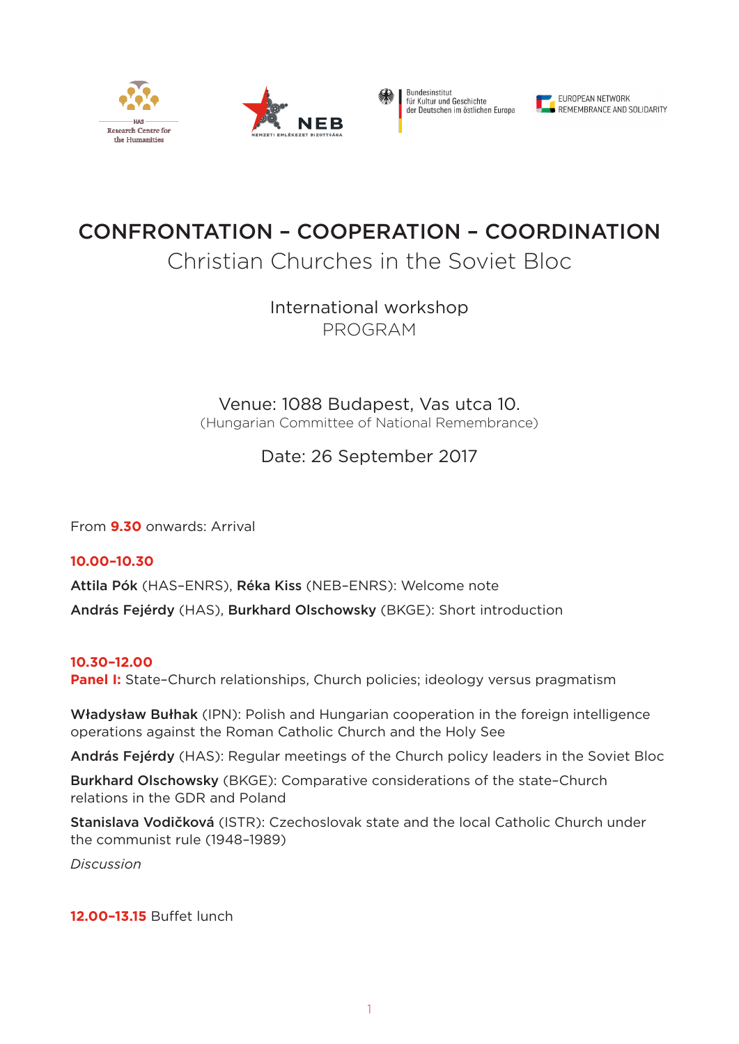HAS Research Centre for the Humanities

NEB NEMZETI EMLÉKEZET BIZOTTSÁGA

Bundesinstitut für Kultur und Geschichte der Deutschen im östlichen Europa

EUROPEAN NETWORK REMEMBRANCE AND SOLIDARITY

# CONFRONTATION – COOPERATION – COORDINATION

## Christian Churches in the Soviet Bloc

International workshop
PROGRAM

Venue: 1088 Budapest, Vas utca 10.
(Hungarian Committee of National Remembrance)

Date: 26 September 2017

From **9.30** onwards: Arrival

**10.00–10.30**

**Attila Pók** (HAS–ENRS), **Réka Kiss** (NEB–ENRS): Welcome note

**András Fejérdy** (HAS), **Burkhard Olschowsky** (BKGE): Short introduction

**10.30–12.00**
**Panel I:** State–Church relationships, Church policies; ideology versus pragmatism

**Władysław Bułhak** (IPN): Polish and Hungarian cooperation in the foreign intelligence operations against the Roman Catholic Church and the Holy See

**András Fejérdy** (HAS): Regular meetings of the Church policy leaders in the Soviet Bloc

**Burkhard Olschowsky** (BKGE): Comparative considerations of the state–Church relations in the GDR and Poland

**Stanislava Vodičková** (ISTR): Czechoslovak state and the local Catholic Church under the communist rule (1948–1989)

*Discussion*

**12.00–13.15** Buffet lunch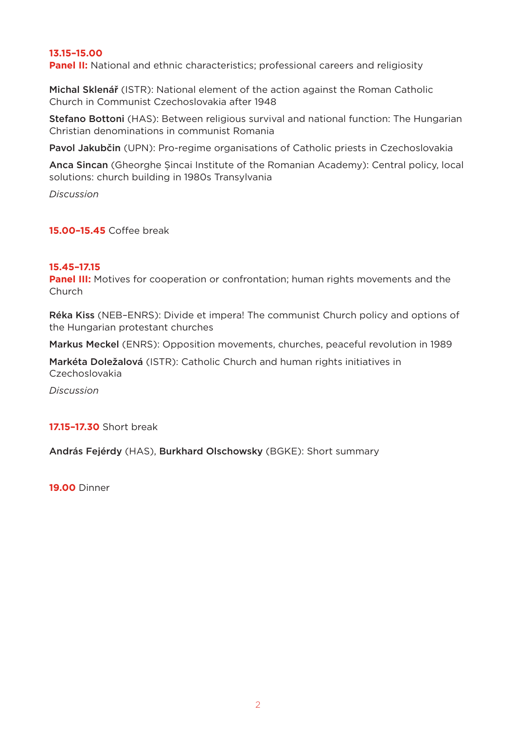**13.15–15.00**
**Panel II:** National and ethnic characteristics; professional careers and religiosity

**Michal Sklenář** (ISTR): National element of the action against the Roman Catholic Church in Communist Czechoslovakia after 1948

**Stefano Bottoni** (HAS): Between religious survival and national function: The Hungarian Christian denominations in communist Romania

**Pavol Jakubčin** (UPN): Pro-regime organisations of Catholic priests in Czechoslovakia

**Anca Sincan** (Gheorghe Şincai Institute of the Romanian Academy): Central policy, local solutions: church building in 1980s Transylvania

*Discussion*

**15.00–15.45** Coffee break

**15.45–17.15**
**Panel III:** Motives for cooperation or confrontation; human rights movements and the Church

**Réka Kiss** (NEB–ENRS): Divide et impera! The communist Church policy and options of the Hungarian protestant churches

**Markus Meckel** (ENRS): Opposition movements, churches, peaceful revolution in 1989

**Markéta Doležalová** (ISTR): Catholic Church and human rights initiatives in Czechoslovakia

*Discussion*

**17.15–17.30** Short break

**András Fejérdy** (HAS), **Burkhard Olschowsky** (BGKE): Short summary

**19.00** Dinner